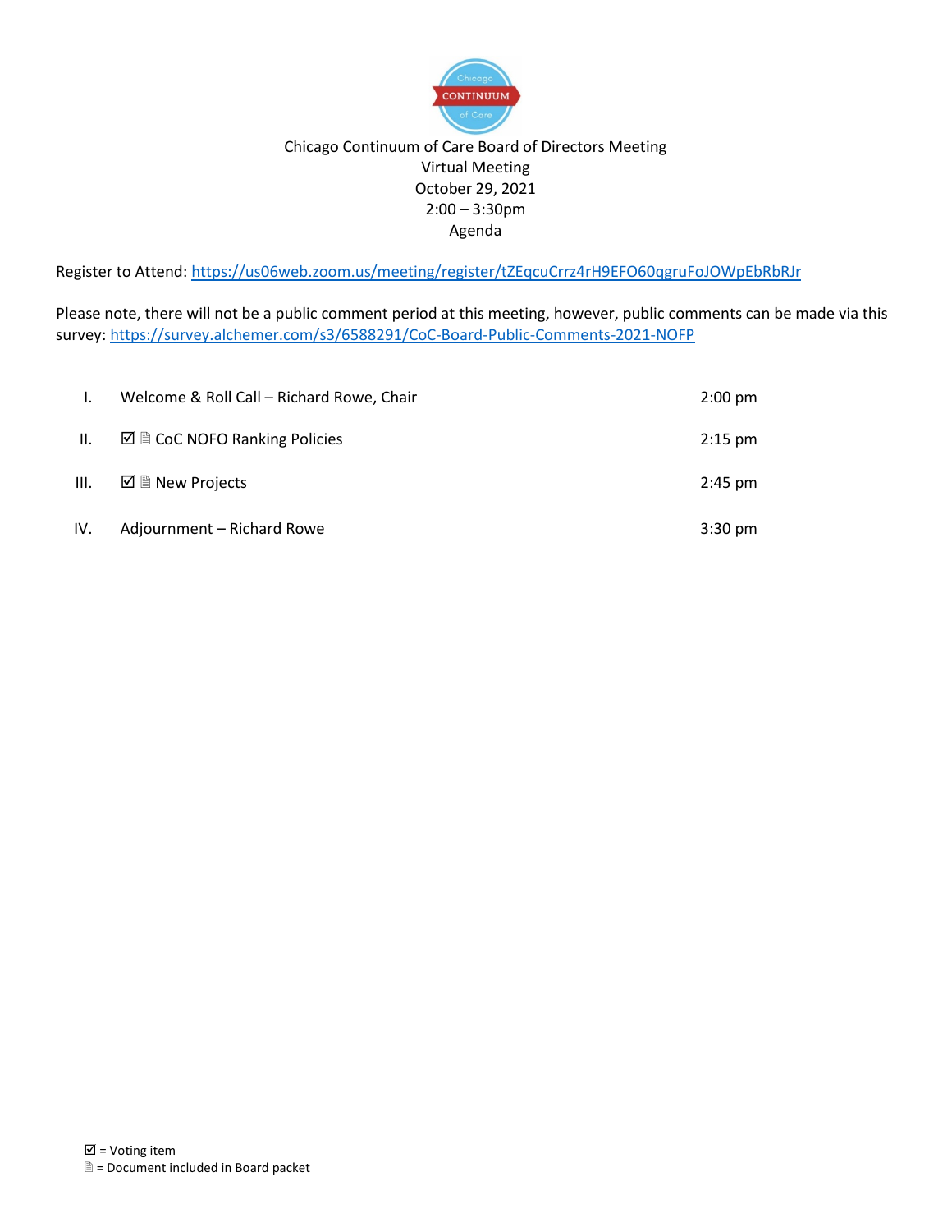# Chicago Continuum of Care Board of Directors Meeting

Virtual Meeting
October 29, 2021
2:00 – 3:30pm
Agenda

Register to Attend: https://us06web.zoom.us/meeting/register/tZEqcuCrrz4rH9EFO60qgruFoJOWpEbRbRJr

Please note, there will not be a public comment period at this meeting, however, public comments can be made via this survey: https://survey.alchemer.com/s3/6588291/CoC-Board-Public-Comments-2021-NOFP

| | | |
|---|---|---|
| I. | Welcome & Roll Call – Richard Rowe, Chair | 2:00 pm |
| II. | ☑ 🗎 CoC NOFO Ranking Policies | 2:15 pm |
| III. | ☑ 🗎 New Projects | 2:45 pm |
| IV. | Adjournment – Richard Rowe | 3:30 pm |

☑ = Voting item
🗎 = Document included in Board packet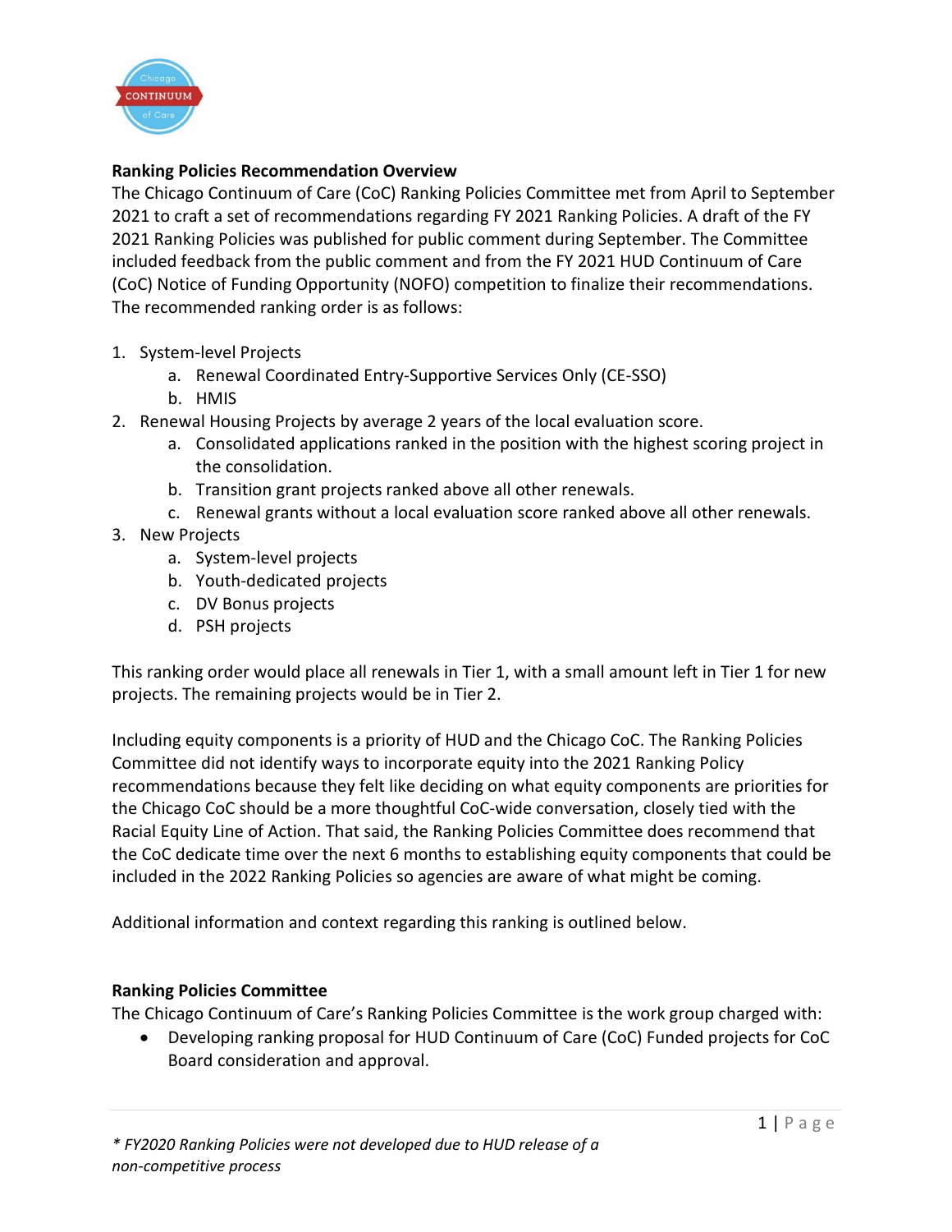**Ranking Policies Recommendation Overview**

The Chicago Continuum of Care (CoC) Ranking Policies Committee met from April to September 2021 to craft a set of recommendations regarding FY 2021 Ranking Policies. A draft of the FY 2021 Ranking Policies was published for public comment during September. The Committee included feedback from the public comment and from the FY 2021 HUD Continuum of Care (CoC) Notice of Funding Opportunity (NOFO) competition to finalize their recommendations. The recommended ranking order is as follows:

1. System-level Projects
    a. Renewal Coordinated Entry-Supportive Services Only (CE-SSO)
    b. HMIS
2. Renewal Housing Projects by average 2 years of the local evaluation score.
    a. Consolidated applications ranked in the position with the highest scoring project in the consolidation.
    b. Transition grant projects ranked above all other renewals.
    c. Renewal grants without a local evaluation score ranked above all other renewals.
3. New Projects
    a. System-level projects
    b. Youth-dedicated projects
    c. DV Bonus projects
    d. PSH projects

This ranking order would place all renewals in Tier 1, with a small amount left in Tier 1 for new projects. The remaining projects would be in Tier 2.

Including equity components is a priority of HUD and the Chicago CoC. The Ranking Policies Committee did not identify ways to incorporate equity into the 2021 Ranking Policy recommendations because they felt like deciding on what equity components are priorities for the Chicago CoC should be a more thoughtful CoC-wide conversation, closely tied with the Racial Equity Line of Action. That said, the Ranking Policies Committee does recommend that the CoC dedicate time over the next 6 months to establishing equity components that could be included in the 2022 Ranking Policies so agencies are aware of what might be coming.

Additional information and context regarding this ranking is outlined below.

**Ranking Policies Committee**

The Chicago Continuum of Care's Ranking Policies Committee is the work group charged with:

- Developing ranking proposal for HUD Continuum of Care (CoC) Funded projects for CoC Board consideration and approval.

*\* FY2020 Ranking Policies were not developed due to HUD release of a non-competitive process*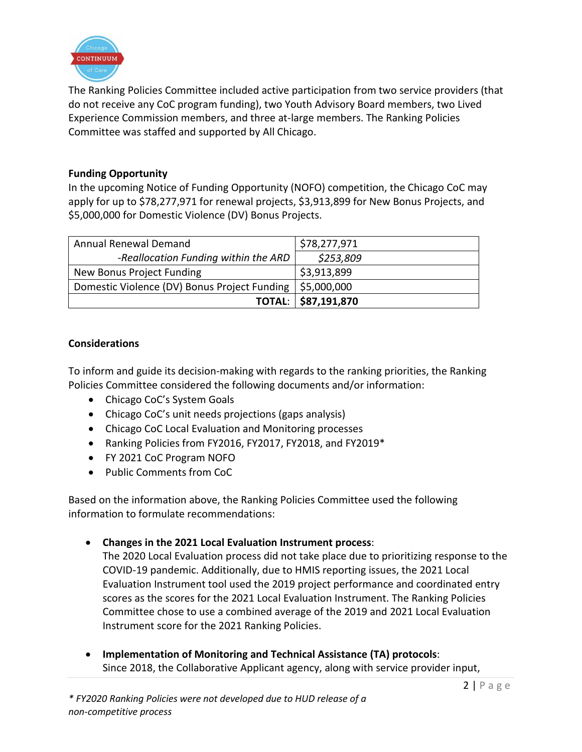The Ranking Policies Committee included active participation from two service providers (that do not receive any CoC program funding), two Youth Advisory Board members, two Lived Experience Commission members, and three at-large members. The Ranking Policies Committee was staffed and supported by All Chicago.

**Funding Opportunity**

In the upcoming Notice of Funding Opportunity (NOFO) competition, the Chicago CoC may apply for up to $78,277,971 for renewal projects, $3,913,899 for New Bonus Projects, and $5,000,000 for Domestic Violence (DV) Bonus Projects.

| | |
|---|---|
| Annual Renewal Demand | $78,277,971 |
| *-Reallocation Funding within the ARD* | *$253,809* |
| New Bonus Project Funding | $3,913,899 |
| Domestic Violence (DV) Bonus Project Funding | $5,000,000 |
| **TOTAL:** | **$87,191,870** |

**Considerations**

To inform and guide its decision-making with regards to the ranking priorities, the Ranking Policies Committee considered the following documents and/or information:

- Chicago CoC's System Goals
- Chicago CoC's unit needs projections (gaps analysis)
- Chicago CoC Local Evaluation and Monitoring processes
- Ranking Policies from FY2016, FY2017, FY2018, and FY2019*
- FY 2021 CoC Program NOFO
- Public Comments from CoC

Based on the information above, the Ranking Policies Committee used the following information to formulate recommendations:

- **Changes in the 2021 Local Evaluation Instrument process**:
  The 2020 Local Evaluation process did not take place due to prioritizing response to the COVID-19 pandemic. Additionally, due to HMIS reporting issues, the 2021 Local Evaluation Instrument tool used the 2019 project performance and coordinated entry scores as the scores for the 2021 Local Evaluation Instrument. The Ranking Policies Committee chose to use a combined average of the 2019 and 2021 Local Evaluation Instrument score for the 2021 Ranking Policies.

- **Implementation of Monitoring and Technical Assistance (TA) protocols**:
  Since 2018, the Collaborative Applicant agency, along with service provider input,

*\* FY2020 Ranking Policies were not developed due to HUD release of a non-competitive process*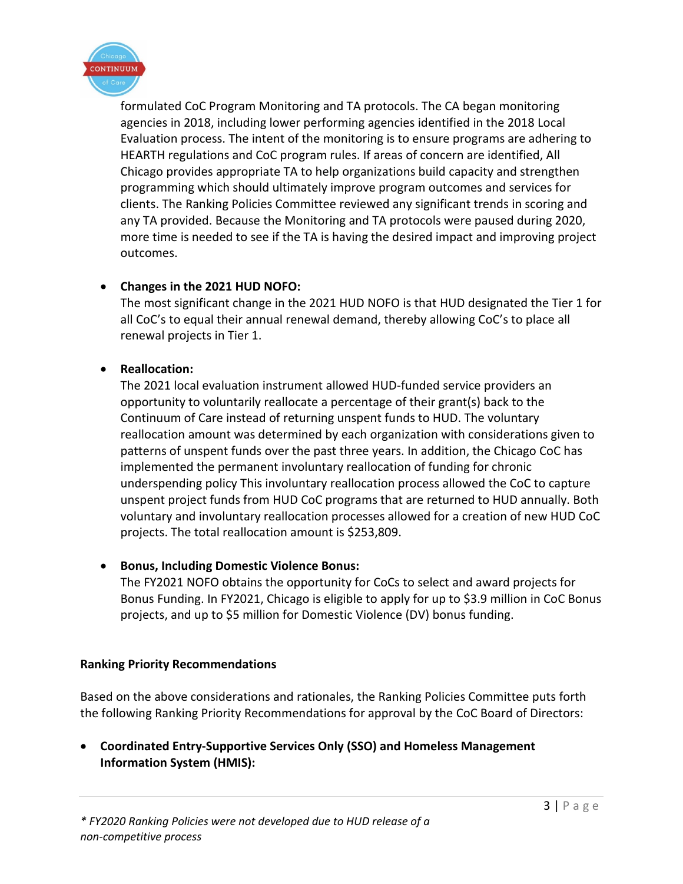formulated CoC Program Monitoring and TA protocols. The CA began monitoring agencies in 2018, including lower performing agencies identified in the 2018 Local Evaluation process. The intent of the monitoring is to ensure programs are adhering to HEARTH regulations and CoC program rules. If areas of concern are identified, All Chicago provides appropriate TA to help organizations build capacity and strengthen programming which should ultimately improve program outcomes and services for clients. The Ranking Policies Committee reviewed any significant trends in scoring and any TA provided. Because the Monitoring and TA protocols were paused during 2020, more time is needed to see if the TA is having the desired impact and improving project outcomes.

- **Changes in the 2021 HUD NOFO:**
  The most significant change in the 2021 HUD NOFO is that HUD designated the Tier 1 for all CoC's to equal their annual renewal demand, thereby allowing CoC's to place all renewal projects in Tier 1.

- **Reallocation:**
  The 2021 local evaluation instrument allowed HUD-funded service providers an opportunity to voluntarily reallocate a percentage of their grant(s) back to the Continuum of Care instead of returning unspent funds to HUD. The voluntary reallocation amount was determined by each organization with considerations given to patterns of unspent funds over the past three years. In addition, the Chicago CoC has implemented the permanent involuntary reallocation of funding for chronic underspending policy This involuntary reallocation process allowed the CoC to capture unspent project funds from HUD CoC programs that are returned to HUD annually. Both voluntary and involuntary reallocation processes allowed for a creation of new HUD CoC projects. The total reallocation amount is $253,809.

- **Bonus, Including Domestic Violence Bonus:**
  The FY2021 NOFO obtains the opportunity for CoCs to select and award projects for Bonus Funding. In FY2021, Chicago is eligible to apply for up to $3.9 million in CoC Bonus projects, and up to $5 million for Domestic Violence (DV) bonus funding.

**Ranking Priority Recommendations**

Based on the above considerations and rationales, the Ranking Policies Committee puts forth the following Ranking Priority Recommendations for approval by the CoC Board of Directors:

- **Coordinated Entry-Supportive Services Only (SSO) and Homeless Management Information System (HMIS):**

*\* FY2020 Ranking Policies were not developed due to HUD release of a non-competitive process*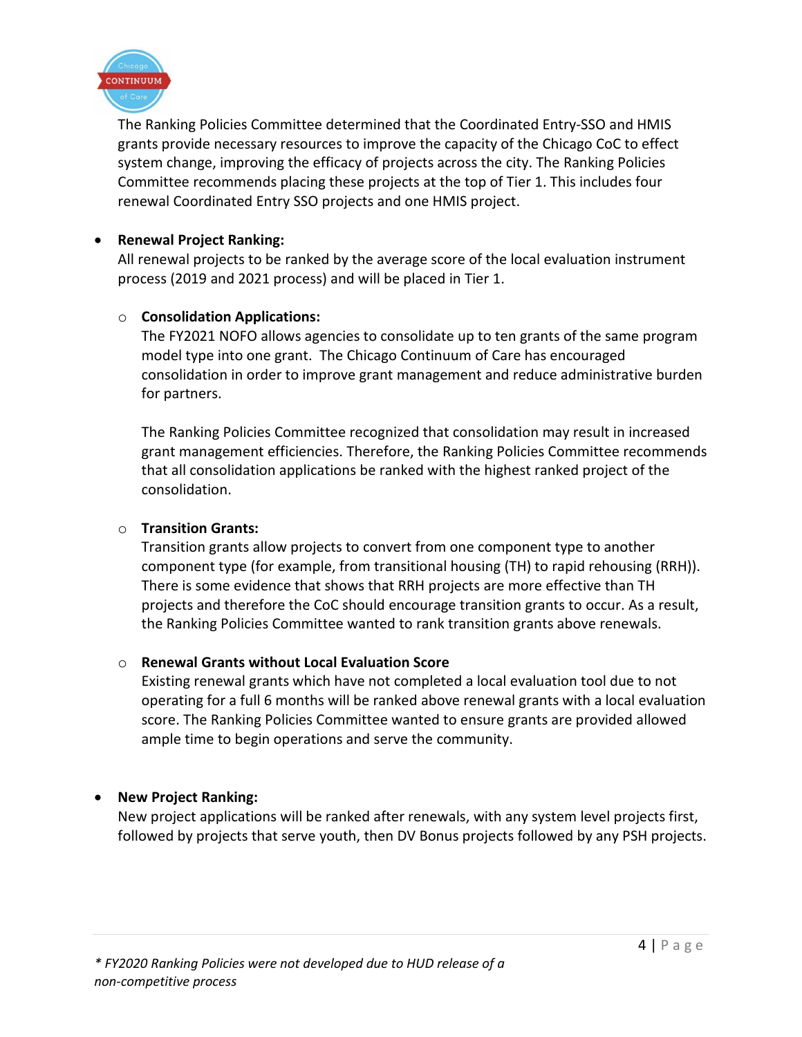The Ranking Policies Committee determined that the Coordinated Entry-SSO and HMIS grants provide necessary resources to improve the capacity of the Chicago CoC to effect system change, improving the efficacy of projects across the city. The Ranking Policies Committee recommends placing these projects at the top of Tier 1. This includes four renewal Coordinated Entry SSO projects and one HMIS project.

- **Renewal Project Ranking:**
  All renewal projects to be ranked by the average score of the local evaluation instrument process (2019 and 2021 process) and will be placed in Tier 1.

  - **Consolidation Applications:**
    The FY2021 NOFO allows agencies to consolidate up to ten grants of the same program model type into one grant. The Chicago Continuum of Care has encouraged consolidation in order to improve grant management and reduce administrative burden for partners.

    The Ranking Policies Committee recognized that consolidation may result in increased grant management efficiencies. Therefore, the Ranking Policies Committee recommends that all consolidation applications be ranked with the highest ranked project of the consolidation.

  - **Transition Grants:**
    Transition grants allow projects to convert from one component type to another component type (for example, from transitional housing (TH) to rapid rehousing (RRH)). There is some evidence that shows that RRH projects are more effective than TH projects and therefore the CoC should encourage transition grants to occur. As a result, the Ranking Policies Committee wanted to rank transition grants above renewals.

  - **Renewal Grants without Local Evaluation Score**
    Existing renewal grants which have not completed a local evaluation tool due to not operating for a full 6 months will be ranked above renewal grants with a local evaluation score. The Ranking Policies Committee wanted to ensure grants are provided allowed ample time to begin operations and serve the community.

- **New Project Ranking:**
  New project applications will be ranked after renewals, with any system level projects first, followed by projects that serve youth, then DV Bonus projects followed by any PSH projects.

*\* FY2020 Ranking Policies were not developed due to HUD release of a non-competitive process*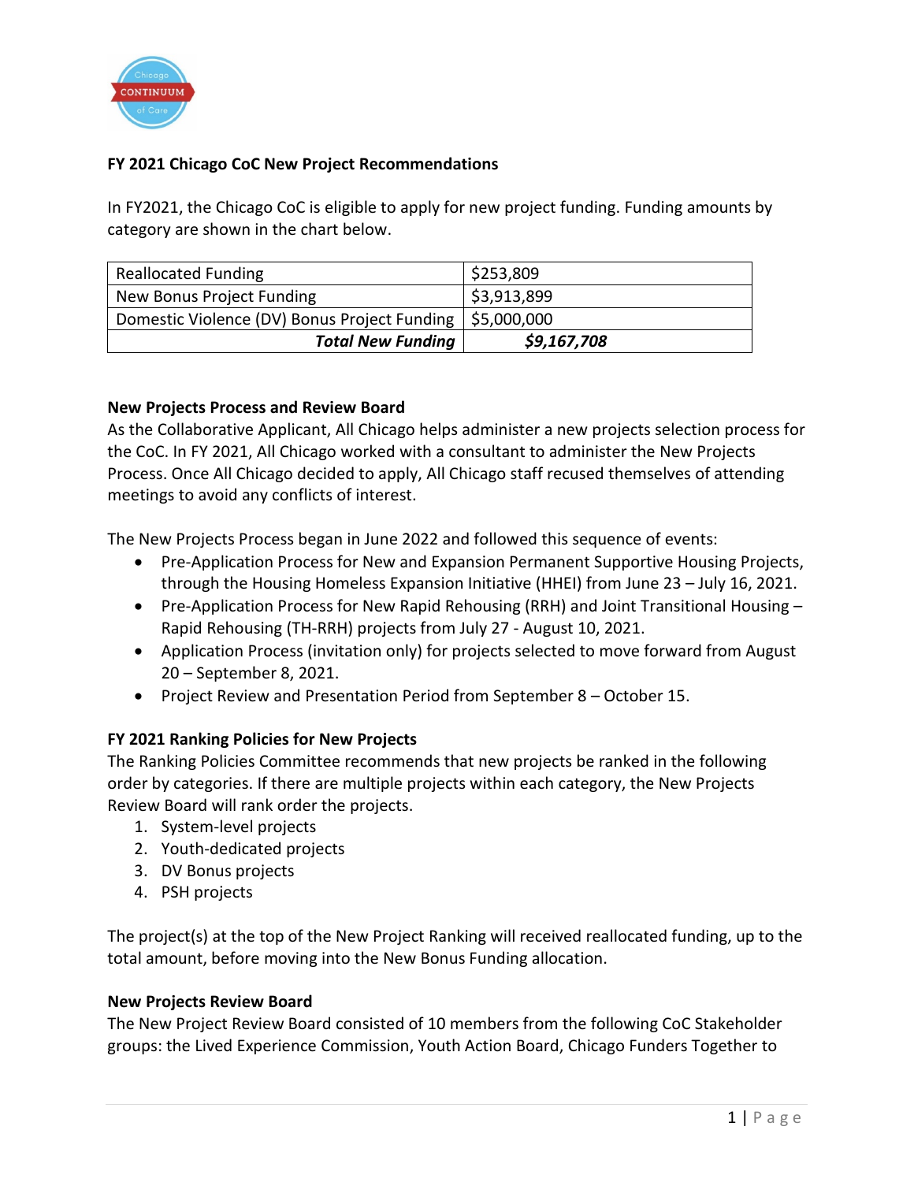**FY 2021 Chicago CoC New Project Recommendations**

In FY2021, the Chicago CoC is eligible to apply for new project funding. Funding amounts by category are shown in the chart below.

| | |
|---|---|
| Reallocated Funding | $253,809 |
| New Bonus Project Funding | $3,913,899 |
| Domestic Violence (DV) Bonus Project Funding | $5,000,000 |
| ***Total New Funding*** | ***$9,167,708*** |

**New Projects Process and Review Board**

As the Collaborative Applicant, All Chicago helps administer a new projects selection process for the CoC. In FY 2021, All Chicago worked with a consultant to administer the New Projects Process. Once All Chicago decided to apply, All Chicago staff recused themselves of attending meetings to avoid any conflicts of interest.

The New Projects Process began in June 2022 and followed this sequence of events:

- Pre-Application Process for New and Expansion Permanent Supportive Housing Projects, through the Housing Homeless Expansion Initiative (HHEI) from June 23 – July 16, 2021.
- Pre-Application Process for New Rapid Rehousing (RRH) and Joint Transitional Housing – Rapid Rehousing (TH-RRH) projects from July 27 - August 10, 2021.
- Application Process (invitation only) for projects selected to move forward from August 20 – September 8, 2021.
- Project Review and Presentation Period from September 8 – October 15.

**FY 2021 Ranking Policies for New Projects**

The Ranking Policies Committee recommends that new projects be ranked in the following order by categories. If there are multiple projects within each category, the New Projects Review Board will rank order the projects.

1. System-level projects
2. Youth-dedicated projects
3. DV Bonus projects
4. PSH projects

The project(s) at the top of the New Project Ranking will received reallocated funding, up to the total amount, before moving into the New Bonus Funding allocation.

**New Projects Review Board**

The New Project Review Board consisted of 10 members from the following CoC Stakeholder groups: the Lived Experience Commission, Youth Action Board, Chicago Funders Together to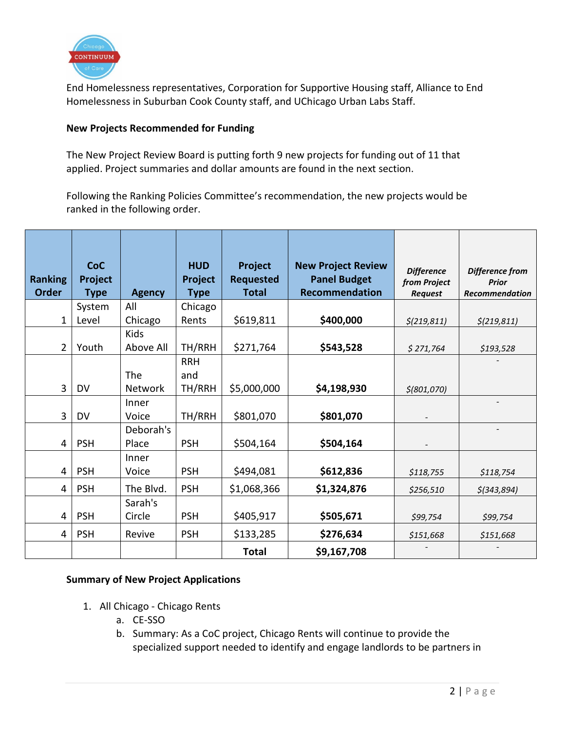End Homelessness representatives, Corporation for Supportive Housing staff, Alliance to End Homelessness in Suburban Cook County staff, and UChicago Urban Labs Staff.

**New Projects Recommended for Funding**

The New Project Review Board is putting forth 9 new projects for funding out of 11 that applied. Project summaries and dollar amounts are found in the next section.

Following the Ranking Policies Committee's recommendation, the new projects would be ranked in the following order.

| Ranking Order | CoC Project Type | Agency | HUD Project Type | Project Requested Total | New Project Review Panel Budget Recommendation | *Difference from Project Request* | *Difference from Prior Recommendation* |
|---|---|---|---|---|---|---|---|
| 1 | System Level | All Chicago | Chicago Rents | $619,811 | **$400,000** | *$(219,811)* | *$(219,811)* |
| 2 | Youth | Kids Above All | TH/RRH | $271,764 | **$543,528** | *$ 271,764* | *$193,528* |
| 3 | DV | The Network | RRH and TH/RRH | $5,000,000 | **$4,198,930** | *$(801,070)* | - |
| 3 | DV | Inner Voice | TH/RRH | $801,070 | **$801,070** | - | - |
| 4 | PSH | Deborah's Place | PSH | $504,164 | **$504,164** | - | - |
| 4 | PSH | Inner Voice | PSH | $494,081 | **$612,836** | *$118,755* | *$118,754* |
| 4 | PSH | The Blvd. | PSH | $1,068,366 | **$1,324,876** | *$256,510* | *$(343,894)* |
| 4 | PSH | Sarah's Circle | PSH | $405,917 | **$505,671** | *$99,754* | *$99,754* |
| 4 | PSH | Revive | PSH | $133,285 | **$276,634** | *$151,668* | *$151,668* |
| | | | | **Total** | **$9,167,708** | - | - |

**Summary of New Project Applications**

1. All Chicago - Chicago Rents
   a. CE-SSO
   b. Summary: As a CoC project, Chicago Rents will continue to provide the specialized support needed to identify and engage landlords to be partners in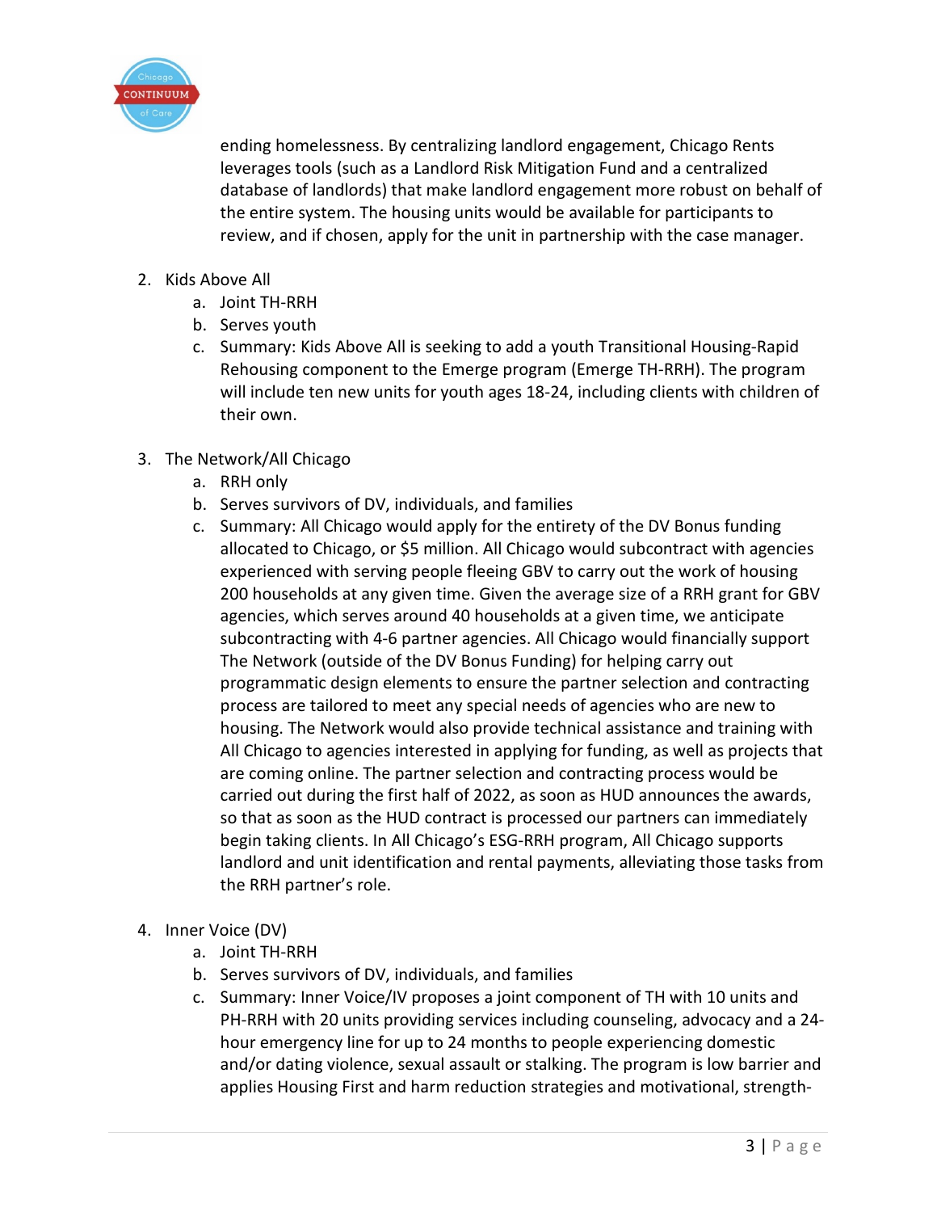ending homelessness. By centralizing landlord engagement, Chicago Rents leverages tools (such as a Landlord Risk Mitigation Fund and a centralized database of landlords) that make landlord engagement more robust on behalf of the entire system. The housing units would be available for participants to review, and if chosen, apply for the unit in partnership with the case manager.

2. Kids Above All
   a. Joint TH-RRH
   b. Serves youth
   c. Summary: Kids Above All is seeking to add a youth Transitional Housing-Rapid Rehousing component to the Emerge program (Emerge TH-RRH). The program will include ten new units for youth ages 18-24, including clients with children of their own.

3. The Network/All Chicago
   a. RRH only
   b. Serves survivors of DV, individuals, and families
   c. Summary: All Chicago would apply for the entirety of the DV Bonus funding allocated to Chicago, or $5 million. All Chicago would subcontract with agencies experienced with serving people fleeing GBV to carry out the work of housing 200 households at any given time. Given the average size of a RRH grant for GBV agencies, which serves around 40 households at a given time, we anticipate subcontracting with 4-6 partner agencies. All Chicago would financially support The Network (outside of the DV Bonus Funding) for helping carry out programmatic design elements to ensure the partner selection and contracting process are tailored to meet any special needs of agencies who are new to housing. The Network would also provide technical assistance and training with All Chicago to agencies interested in applying for funding, as well as projects that are coming online. The partner selection and contracting process would be carried out during the first half of 2022, as soon as HUD announces the awards, so that as soon as the HUD contract is processed our partners can immediately begin taking clients. In All Chicago's ESG-RRH program, All Chicago supports landlord and unit identification and rental payments, alleviating those tasks from the RRH partner's role.

4. Inner Voice (DV)
   a. Joint TH-RRH
   b. Serves survivors of DV, individuals, and families
   c. Summary: Inner Voice/IV proposes a joint component of TH with 10 units and PH-RRH with 20 units providing services including counseling, advocacy and a 24-hour emergency line for up to 24 months to people experiencing domestic and/or dating violence, sexual assault or stalking. The program is low barrier and applies Housing First and harm reduction strategies and motivational, strength-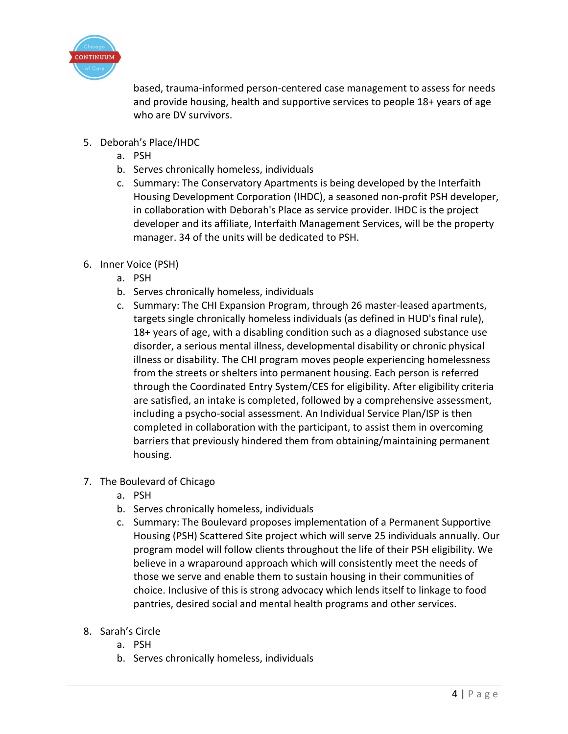based, trauma-informed person-centered case management to assess for needs and provide housing, health and supportive services to people 18+ years of age who are DV survivors.

5. Deborah's Place/IHDC
   a. PSH
   b. Serves chronically homeless, individuals
   c. Summary: The Conservatory Apartments is being developed by the Interfaith Housing Development Corporation (IHDC), a seasoned non-profit PSH developer, in collaboration with Deborah's Place as service provider. IHDC is the project developer and its affiliate, Interfaith Management Services, will be the property manager. 34 of the units will be dedicated to PSH.

6. Inner Voice (PSH)
   a. PSH
   b. Serves chronically homeless, individuals
   c. Summary: The CHI Expansion Program, through 26 master-leased apartments, targets single chronically homeless individuals (as defined in HUD's final rule), 18+ years of age, with a disabling condition such as a diagnosed substance use disorder, a serious mental illness, developmental disability or chronic physical illness or disability. The CHI program moves people experiencing homelessness from the streets or shelters into permanent housing. Each person is referred through the Coordinated Entry System/CES for eligibility. After eligibility criteria are satisfied, an intake is completed, followed by a comprehensive assessment, including a psycho-social assessment. An Individual Service Plan/ISP is then completed in collaboration with the participant, to assist them in overcoming barriers that previously hindered them from obtaining/maintaining permanent housing.

7. The Boulevard of Chicago
   a. PSH
   b. Serves chronically homeless, individuals
   c. Summary: The Boulevard proposes implementation of a Permanent Supportive Housing (PSH) Scattered Site project which will serve 25 individuals annually. Our program model will follow clients throughout the life of their PSH eligibility. We believe in a wraparound approach which will consistently meet the needs of those we serve and enable them to sustain housing in their communities of choice. Inclusive of this is strong advocacy which lends itself to linkage to food pantries, desired social and mental health programs and other services.

8. Sarah's Circle
   a. PSH
   b. Serves chronically homeless, individuals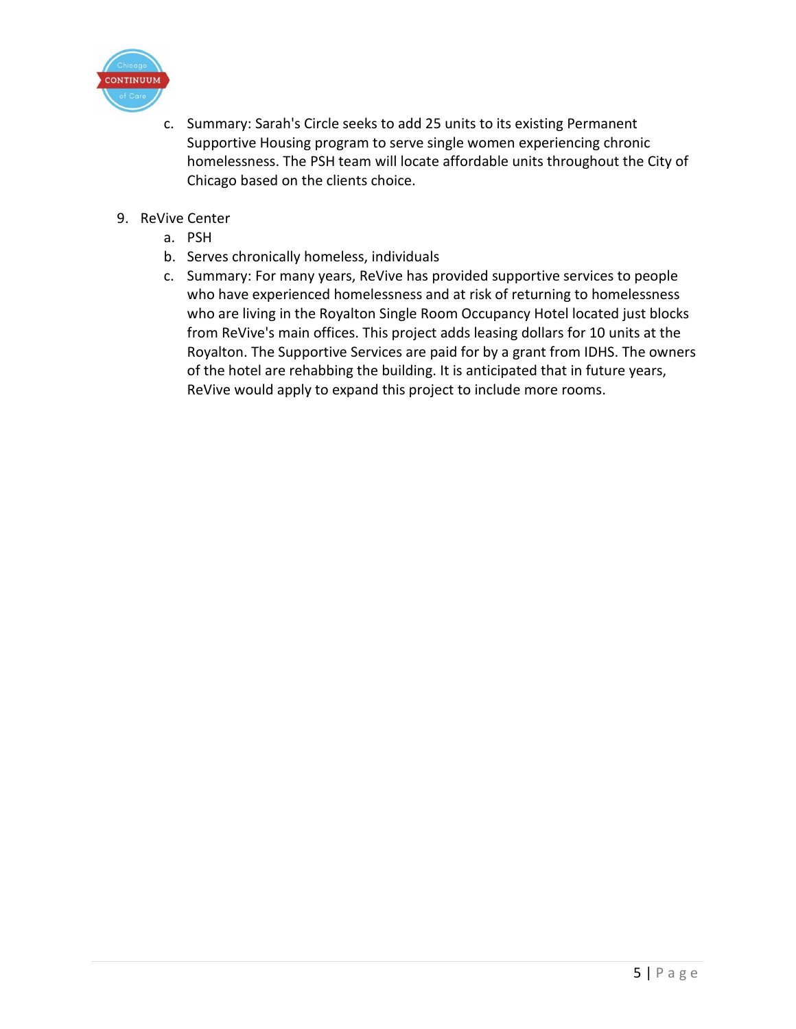c. Summary: Sarah's Circle seeks to add 25 units to its existing Permanent Supportive Housing program to serve single women experiencing chronic homelessness. The PSH team will locate affordable units throughout the City of Chicago based on the clients choice.

9. ReVive Center
   a. PSH
   b. Serves chronically homeless, individuals
   c. Summary: For many years, ReVive has provided supportive services to people who have experienced homelessness and at risk of returning to homelessness who are living in the Royalton Single Room Occupancy Hotel located just blocks from ReVive's main offices. This project adds leasing dollars for 10 units at the Royalton. The Supportive Services are paid for by a grant from IDHS. The owners of the hotel are rehabbing the building. It is anticipated that in future years, ReVive would apply to expand this project to include more rooms.